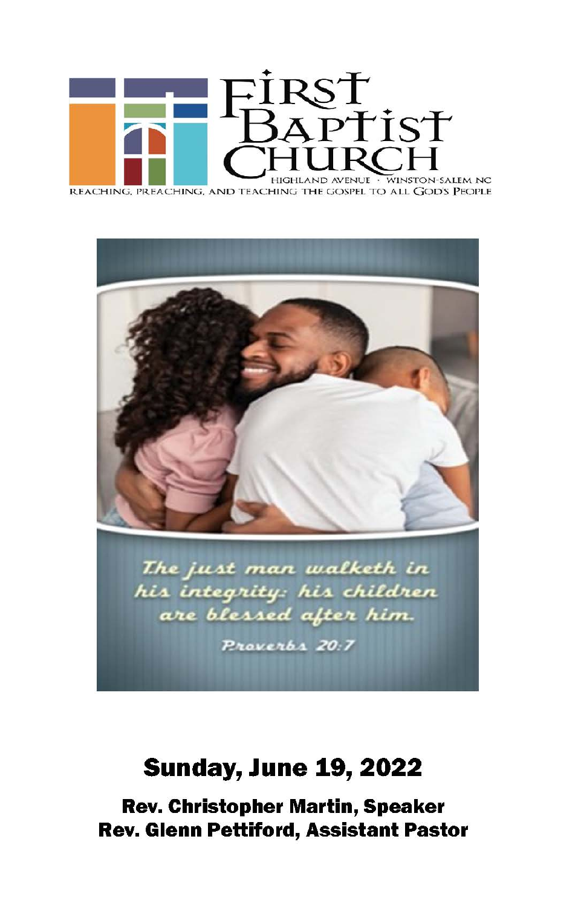# First Baptist Church

HIGHLAND AVENUE · WINSTON-SALEM NC

REACHING, PREACHING, AND TEACHING THE GOSPEL TO ALL GOD'S PEOPLE

*The just man walketh in his integrity: his children are blessed after him.*

*Proverbs 20:7*

## Sunday, June 19, 2022

**Rev. Christopher Martin, Speaker**

**Rev. Glenn Pettiford, Assistant Pastor**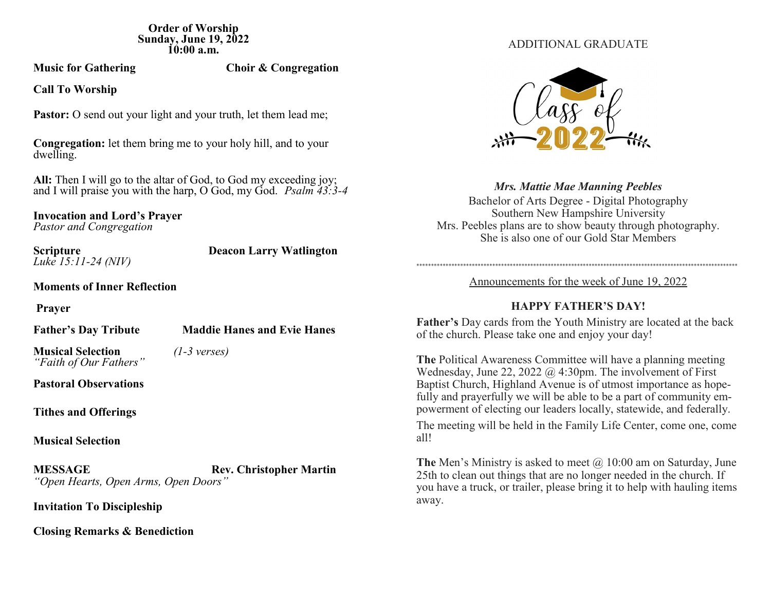**Order of Worship**
**Sunday, June 19, 2022**
**10:00 a.m.**

**Music for Gathering** — **Choir & Congregation**

**Call To Worship**

**Pastor:** O send out your light and your truth, let them lead me;

**Congregation:** let them bring me to your holy hill, and to your dwelling.

**All:** Then I will go to the altar of God, to God my exceeding joy; and I will praise you with the harp, O God, my God. *Psalm 43:3-4*

**Invocation and Lord's Prayer**
*Pastor and Congregation*

**Scripture** — **Deacon Larry Watlington**
*Luke 15:11-24 (NIV)*

**Moments of Inner Reflection**

**Prayer**

**Father's Day Tribute** — **Maddie Hanes and Evie Hanes**

**Musical Selection** *(1-3 verses)*
*"Faith of Our Fathers"*

**Pastoral Observations**

**Tithes and Offerings**

**Musical Selection**

**MESSAGE** — **Rev. Christopher Martin**
*"Open Hearts, Open Arms, Open Doors"*

**Invitation To Discipleship**

**Closing Remarks & Benediction**

ADDITIONAL GRADUATE

Class of 2022

***Mrs. Mattie Mae Manning Peebles***
Bachelor of Arts Degree - Digital Photography
Southern New Hampshire University
Mrs. Peebles plans are to show beauty through photography.
She is also one of our Gold Star Members

\*\*\*\*\*\*\*\*\*\*\*\*\*\*\*\*\*\*\*\*\*\*\*\*\*\*\*\*\*\*\*\*\*\*\*\*\*\*\*\*\*\*\*\*\*\*\*\*\*\*\*\*\*\*\*\*\*\*\*\*\*\*\*\*\*\*\*\*\*\*\*\*\*\*\*\*\*\*\*\*\*\*\*\*\*\*\*\*\*\*\*\*\*\*\*\*\*\*\*\*\*\*

Announcements for the week of June 19, 2022

**HAPPY FATHER'S DAY!**

**Father's** Day cards from the Youth Ministry are located at the back of the church. Please take one and enjoy your day!

**The** Political Awareness Committee will have a planning meeting Wednesday, June 22, 2022 @ 4:30pm. The involvement of First Baptist Church, Highland Avenue is of utmost importance as hopefully and prayerfully we will be able to be a part of community empowerment of electing our leaders locally, statewide, and federally.

The meeting will be held in the Family Life Center, come one, come all!

**The** Men's Ministry is asked to meet @ 10:00 am on Saturday, June 25th to clean out things that are no longer needed in the church. If you have a truck, or trailer, please bring it to help with hauling items away.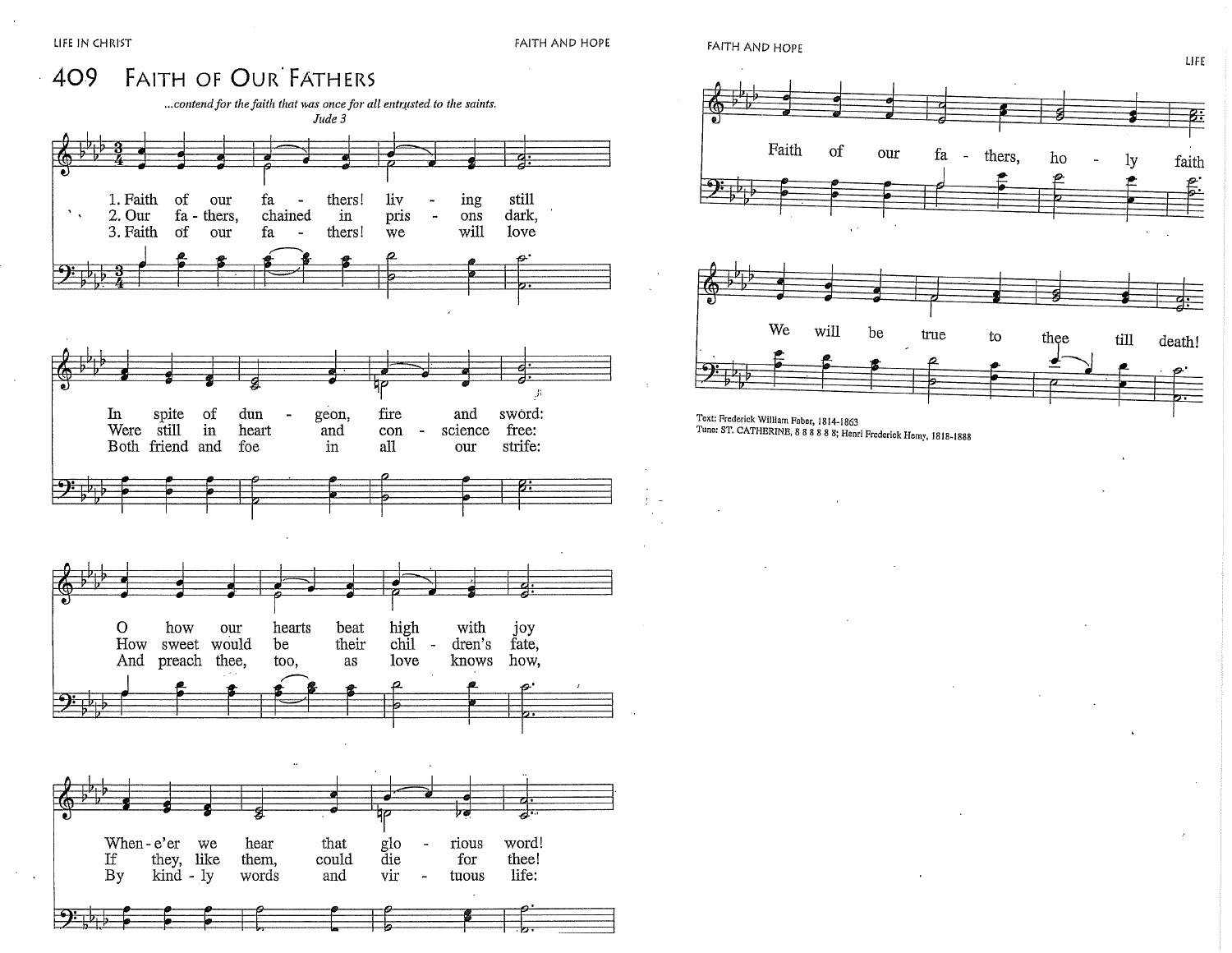# 409 Faith of Our Fathers

*...contend for the faith that was once for all entrusted to the saints.*
Jude 3

1. Faith of our fathers! living still
In spite of dungeon, fire and sword:
O how our hearts beat high with joy
When-e'er we hear that glorious word!
Faith of our fathers, holy faith
We will be true to thee till death!

2. Our fathers, chained in prisons dark,
Were still in heart and conscience free:
How sweet would be their children's fate,
If they, like them, could die for thee!
Faith of our fathers, holy faith
We will be true to thee till death!

3. Faith of our fathers! we will love
Both friend and foe in all our strife:
And preach thee, too, as love knows how,
By kindly words and virtuous life:
Faith of our fathers, holy faith
We will be true to thee till death!

Text: Frederick William Faber, 1814-1863
Tune: ST. CATHERINE, 8 8 8 8 8 8; Henri Frederick Hemy, 1818-1888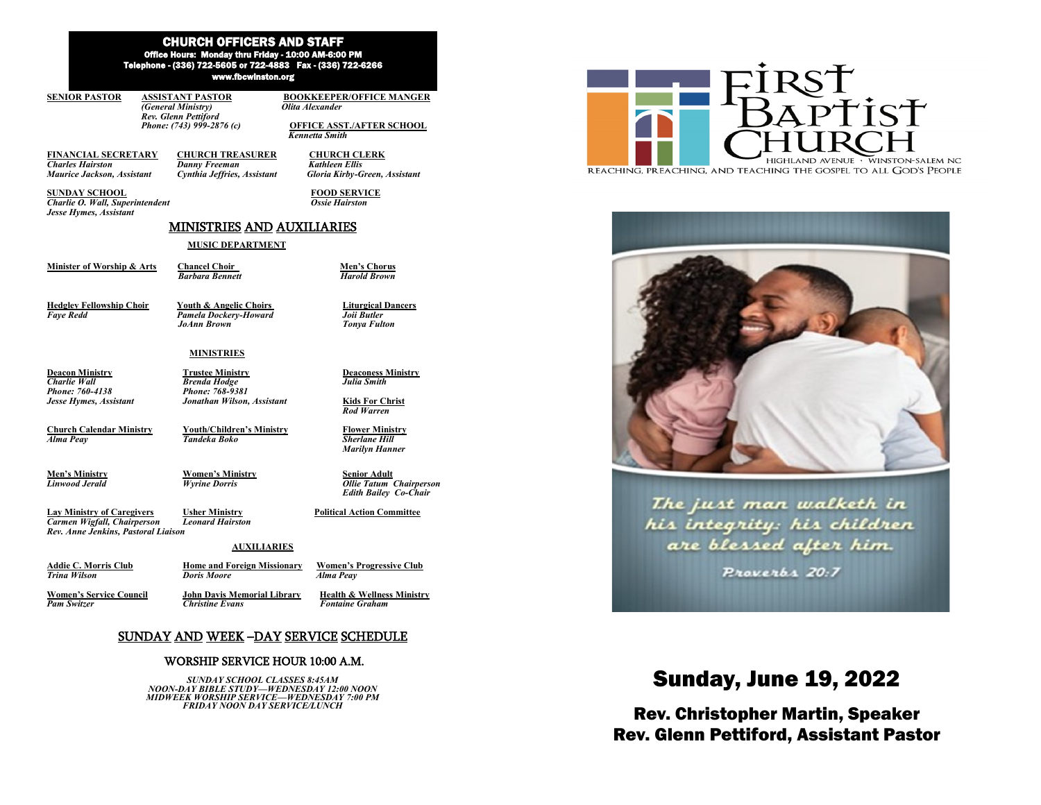# CHURCH OFFICERS AND STAFF

**Office Hours: Monday thru Friday - 10:00 AM-6:00 PM**
**Telephone - (336) 722-5605 or 722-4883 Fax - (336) 722-6266**
**www.fbcwinston.org**

**SENIOR PASTOR**

**ASSISTANT PASTOR**
*(General Ministry)*
*Rev. Glenn Pettiford*
*Phone: (743) 999-2876 (c)*

**BOOKKEEPER/OFFICE MANGER**
*Olita Alexander*

**OFFICE ASST./AFTER SCHOOL**
*Kennetta Smith*

**FINANCIAL SECRETARY**
*Charles Hairston*
*Maurice Jackson, Assistant*

**CHURCH TREASURER**
*Danny Freeman*
*Cynthia Jeffries, Assistant*

**CHURCH CLERK**
*Kathleen Ellis*
*Gloria Kirby-Green, Assistant*

**SUNDAY SCHOOL**
*Charlie O. Wall, Superintendent*
*Jesse Hymes, Assistant*

**FOOD SERVICE**
*Ossie Hairston*

## MINISTRIES AND AUXILIARIES

### MUSIC DEPARTMENT

**Minister of Worship & Arts**

**Chancel Choir**
*Barbara Bennett*

**Men's Chorus**
*Harold Brown*

**Hedgley Fellowship Choir**
*Faye Redd*

**Youth & Angelic Choirs**
*Pamela Dockery-Howard*
*JoAnn Brown*

**Liturgical Dancers**
*Joii Butler*
*Tonya Fulton*

### MINISTRIES

**Deacon Ministry**
*Charlie Wall*
*Phone: 760-4138*
*Jesse Hymes, Assistant*

**Trustee Ministry**
*Brenda Hodge*
*Phone: 768-9381*
*Jonathan Wilson, Assistant*

**Deaconess Ministry**
*Julia Smith*

**Kids For Christ**
*Rod Warren*

**Church Calendar Ministry**
*Alma Peay*

**Youth/Children's Ministry**
*Tandeka Boko*

**Flower Ministry**
*Sherlane Hill*
*Marilyn Hanner*

**Men's Ministry**
*Linwood Jerald*

**Women's Ministry**
*Wyrine Dorris*

**Senior Adult**
*Ollie Tatum Chairperson*
*Edith Bailey Co-Chair*

**Lay Ministry of Caregivers**
*Carmen Wigfall, Chairperson*
*Rev. Anne Jenkins, Pastoral Liaison*

**Usher Ministry**
*Leonard Hairston*

**Political Action Committee**

### AUXILIARIES

**Addie C. Morris Club**
*Trina Wilson*

**Home and Foreign Missionary**
*Doris Moore*

**Women's Progressive Club**
*Alma Peay*

**Women's Service Council**
*Pam Switzer*

**John Davis Memorial Library**
*Christine Evans*

**Health & Wellness Ministry**
*Fontaine Graham*

## SUNDAY AND WEEK –DAY SERVICE SCHEDULE

### WORSHIP SERVICE HOUR 10:00 A.M.

*SUNDAY SCHOOL CLASSES 8:45AM*
*NOON-DAY BIBLE STUDY—WEDNESDAY 12:00 NOON*
*MIDWEEK WORSHIP SERVICE—WEDNESDAY 7:00 PM*
*FRIDAY NOON DAY SERVICE/LUNCH*

---

# FIRST BAPTIST CHURCH

HIGHLAND AVENUE · WINSTON-SALEM NC

REACHING, PREACHING, AND TEACHING THE GOSPEL TO ALL GOD'S PEOPLE

The just man walketh in his integrity: his children are blessed after him.

Proverbs 20:7

# Sunday, June 19, 2022

## Rev. Christopher Martin, Speaker
## Rev. Glenn Pettiford, Assistant Pastor